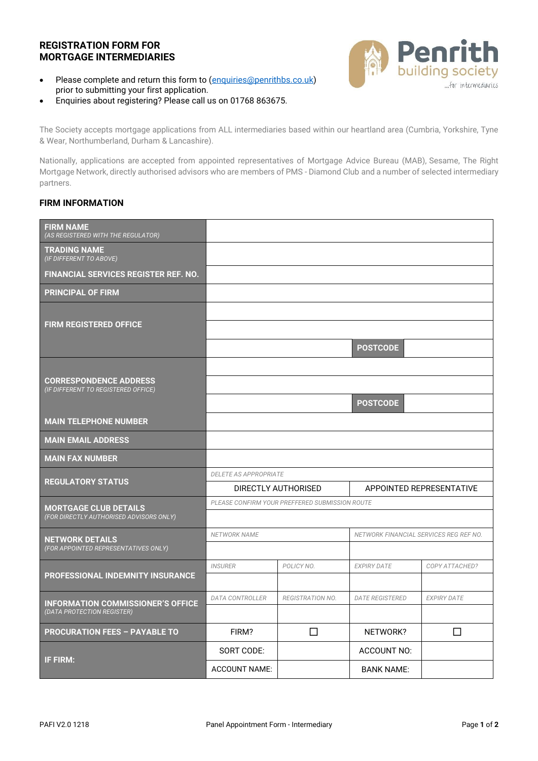# REGISTRATION FORM FOR MORTGAGE INTERMEDIARIES

- Please complete and return this form to (enquiries@penrithbs.co.uk) prior to submitting your first application.
- Enquiries about registering? Please call us on 01768 863675.

The Society accepts mortgage applications from ALL intermediaries based within our heartland area (Cumbria, Yorkshire, Tyne & Wear, Northumberland, Durham & Lancashire).

Nationally, applications are accepted from appointed representatives of Mortgage Advice Bureau (MAB), Sesame, The Right Mortgage Network, directly authorised advisors who are members of PMS - Diamond Club and a number of selected intermediary partners.

## FIRM INFORMATION

| | | | | |
|---|---|---|---|---|
| **FIRM NAME** *(AS REGISTERED WITH THE REGULATOR)* | | | | |
| **TRADING NAME** *(IF DIFFERENT TO ABOVE)* | | | | |
| **FINANCIAL SERVICES REGISTER REF. NO.** | | | | |
| **PRINCIPAL OF FIRM** | | | | |
| **FIRM REGISTERED OFFICE** | | | | |
| | | | | |
| | | | **POSTCODE** | |
| **CORRESPONDENCE ADDRESS** *(IF DIFFERENT TO REGISTERED OFFICE)* | | | | |
| | | | | |
| | | | **POSTCODE** | |
| **MAIN TELEPHONE NUMBER** | | | | |
| **MAIN EMAIL ADDRESS** | | | | |
| **MAIN FAX NUMBER** | | | | |
| **REGULATORY STATUS** | *DELETE AS APPROPRIATE* | | | |
| | DIRECTLY AUTHORISED | | APPOINTED REPRESENTATIVE | |
| **MORTGAGE CLUB DETAILS** *(FOR DIRECTLY AUTHORISED ADVISORS ONLY)* | *PLEASE CONFIRM YOUR PREFFERED SUBMISSION ROUTE* | | | |
| | | | | |
| **NETWORK DETAILS** *(FOR APPOINTED REPRESENTATIVES ONLY)* | *NETWORK NAME* | | *NETWORK FINANCIAL SERVICES REG REF NO.* | |
| | | | | |
| **PROFESSIONAL INDEMNITY INSURANCE** | *INSURER* | *POLICY NO.* | *EXPIRY DATE* | *COPY ATTACHED?* |
| | | | | |
| **INFORMATION COMMISSIONER'S OFFICE** *(DATA PROTECTION REGISTER)* | *DATA CONTROLLER* | *REGISTRATION NO.* | *DATE REGISTERED* | *EXPIRY DATE* |
| | | | | |
| **PROCURATION FEES – PAYABLE TO** | FIRM? | ☐ | NETWORK? | ☐ |
| **IF FIRM:** | SORT CODE: | | ACCOUNT NO: | |
| | ACCOUNT NAME: | | BANK NAME: | |

PAFI V2.0 1218 Panel Appointment Form - Intermediary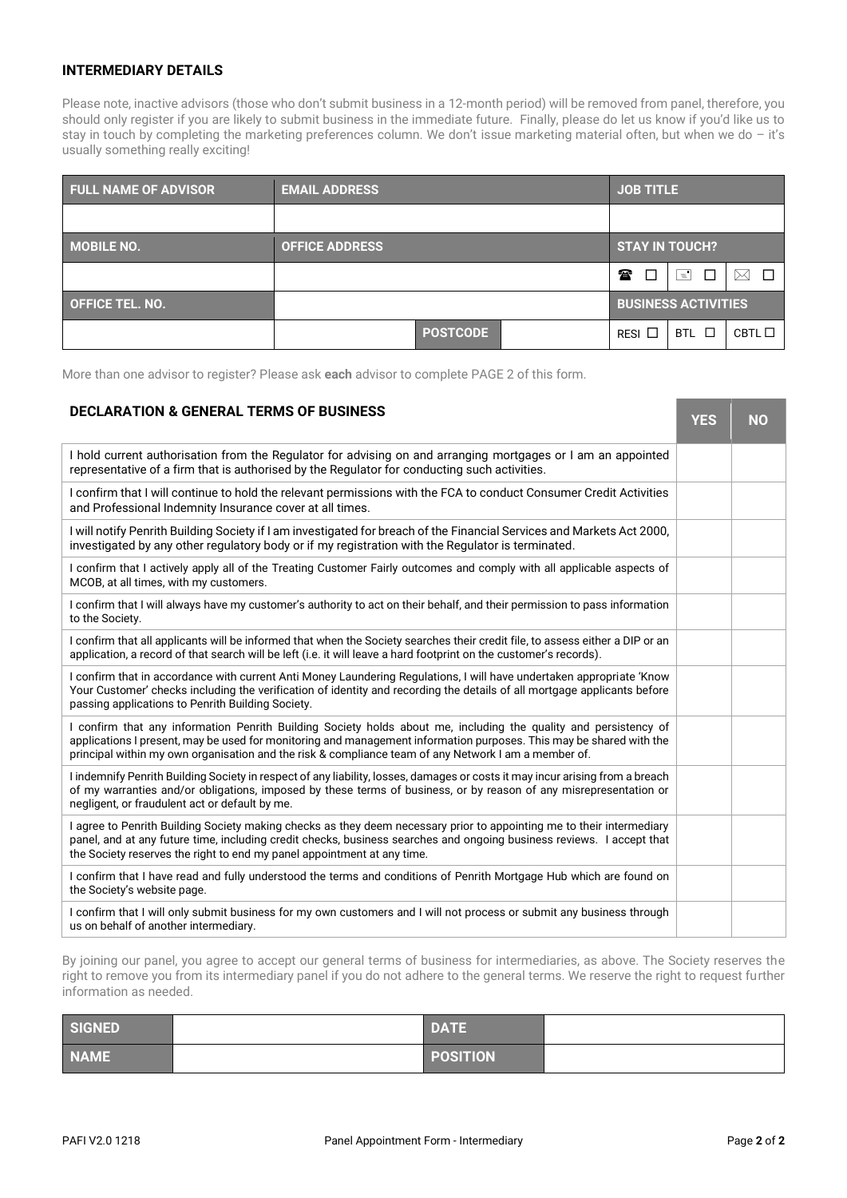## INTERMEDIARY DETAILS

Please note, inactive advisors (those who don't submit business in a 12-month period) will be removed from panel, therefore, you should only register if you are likely to submit business in the immediate future. Finally, please do let us know if you'd like us to stay in touch by completing the marketing preferences column. We don't issue marketing material often, but when we do – it's usually something really exciting!

| FULL NAME OF ADVISOR | EMAIL ADDRESS | | | JOB TITLE | | |
|---|---|---|---|---|---|---|
| | | | | | | |
| **MOBILE NO.** | **OFFICE ADDRESS** | | | **STAY IN TOUCH?** | | |
| | | | | ☎ ☐ | ✉ ☐ | ⊠ ☐ |
| **OFFICE TEL. NO.** | | | | **BUSINESS ACTIVITIES** | | |
| | | **POSTCODE** | | RESI ☐ | BTL ☐ | CBTL ☐ |

More than one advisor to register? Please ask **each** advisor to complete PAGE 2 of this form.

| DECLARATION & GENERAL TERMS OF BUSINESS | YES | NO |
|---|---|---|
| I hold current authorisation from the Regulator for advising on and arranging mortgages or I am an appointed representative of a firm that is authorised by the Regulator for conducting such activities. | | |
| I confirm that I will continue to hold the relevant permissions with the FCA to conduct Consumer Credit Activities and Professional Indemnity Insurance cover at all times. | | |
| I will notify Penrith Building Society if I am investigated for breach of the Financial Services and Markets Act 2000, investigated by any other regulatory body or if my registration with the Regulator is terminated. | | |
| I confirm that I actively apply all of the Treating Customer Fairly outcomes and comply with all applicable aspects of MCOB, at all times, with my customers. | | |
| I confirm that I will always have my customer's authority to act on their behalf, and their permission to pass information to the Society. | | |
| I confirm that all applicants will be informed that when the Society searches their credit file, to assess either a DIP or an application, a record of that search will be left (i.e. it will leave a hard footprint on the customer's records). | | |
| I confirm that in accordance with current Anti Money Laundering Regulations, I will have undertaken appropriate 'Know Your Customer' checks including the verification of identity and recording the details of all mortgage applicants before passing applications to Penrith Building Society. | | |
| I confirm that any information Penrith Building Society holds about me, including the quality and persistency of applications I present, may be used for monitoring and management information purposes. This may be shared with the principal within my own organisation and the risk & compliance team of any Network I am a member of. | | |
| I indemnify Penrith Building Society in respect of any liability, losses, damages or costs it may incur arising from a breach of my warranties and/or obligations, imposed by these terms of business, or by reason of any misrepresentation or negligent, or fraudulent act or default by me. | | |
| I agree to Penrith Building Society making checks as they deem necessary prior to appointing me to their intermediary panel, and at any future time, including credit checks, business searches and ongoing business reviews. I accept that the Society reserves the right to end my panel appointment at any time. | | |
| I confirm that I have read and fully understood the terms and conditions of Penrith Mortgage Hub which are found on the Society's website page. | | |
| I confirm that I will only submit business for my own customers and I will not process or submit any business through us on behalf of another intermediary. | | |

By joining our panel, you agree to accept our general terms of business for intermediaries, as above. The Society reserves the right to remove you from its intermediary panel if you do not adhere to the general terms. We reserve the right to request further information as needed.

| SIGNED | | DATE | |
|---|---|---|---|
| **NAME** | | **POSITION** | |

PAFI V2.0 1218 Panel Appointment Form - Intermediary